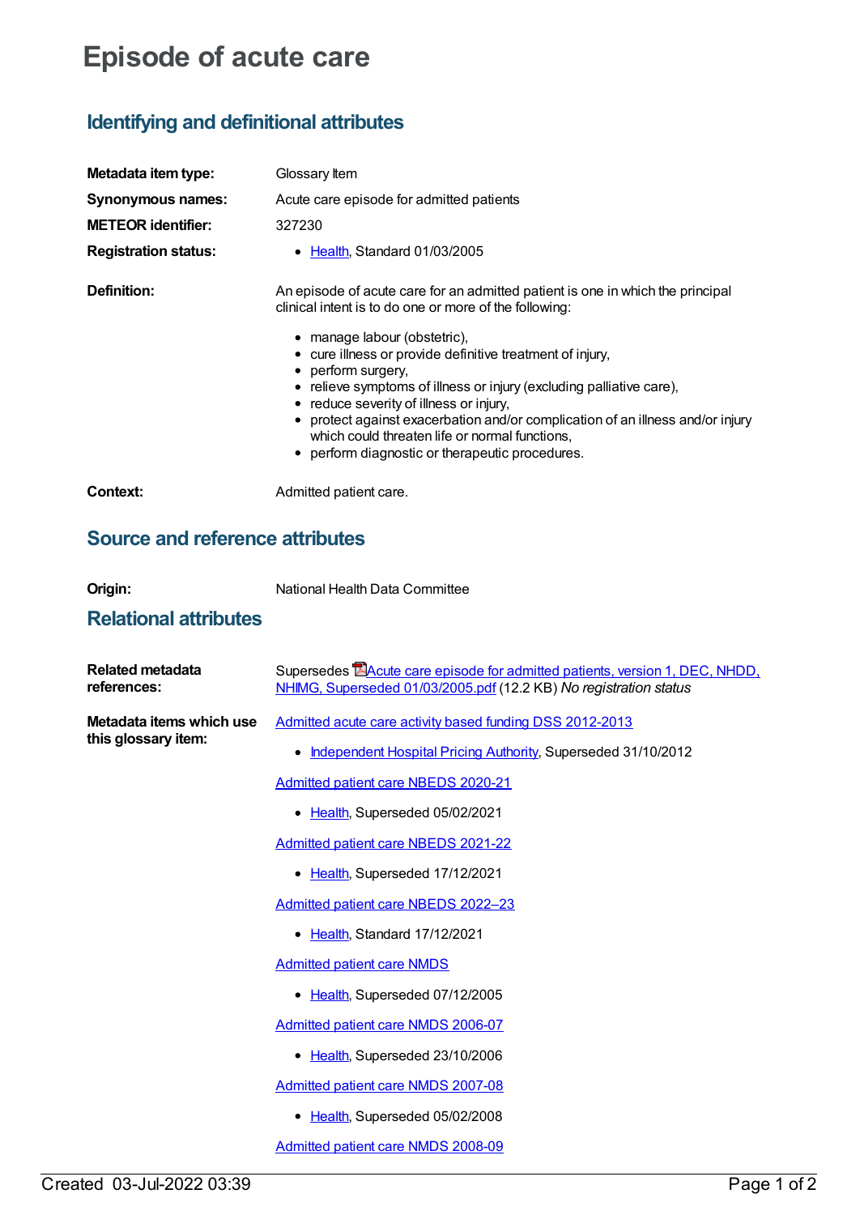# Episode of acute care

## Identifying and definitional attributes

**Metadata item type:** Glossary Item

**Synonymous names:** Acute care episode for admitted patients

**METEOR identifier:** 327230

**Registration status:**

- Health, Standard 01/03/2005

**Definition:** An episode of acute care for an admitted patient is one in which the principal clinical intent is to do one or more of the following:

- manage labour (obstetric),
- cure illness or provide definitive treatment of injury,
- perform surgery,
- relieve symptoms of illness or injury (excluding palliative care),
- reduce severity of illness or injury,
- protect against exacerbation and/or complication of an illness and/or injury which could threaten life or normal functions,
- perform diagnostic or therapeutic procedures.

**Context:** Admitted patient care.

## Source and reference attributes

**Origin:** National Health Data Committee

## Relational attributes

**Related metadata references:** Supersedes Acute care episode for admitted patients, version 1, DEC, NHDD, NHIMG, Superseded 01/03/2005.pdf (12.2 KB) *No registration status*

**Metadata items which use this glossary item:**

Admitted acute care activity based funding DSS 2012-2013

- Independent Hospital Pricing Authority, Superseded 31/10/2012

Admitted patient care NBEDS 2020-21

- Health, Superseded 05/02/2021

Admitted patient care NBEDS 2021-22

- Health, Superseded 17/12/2021

Admitted patient care NBEDS 2022–23

- Health, Standard 17/12/2021

Admitted patient care NMDS

- Health, Superseded 07/12/2005

Admitted patient care NMDS 2006-07

- Health, Superseded 23/10/2006

Admitted patient care NMDS 2007-08

- Health, Superseded 05/02/2008

Admitted patient care NMDS 2008-09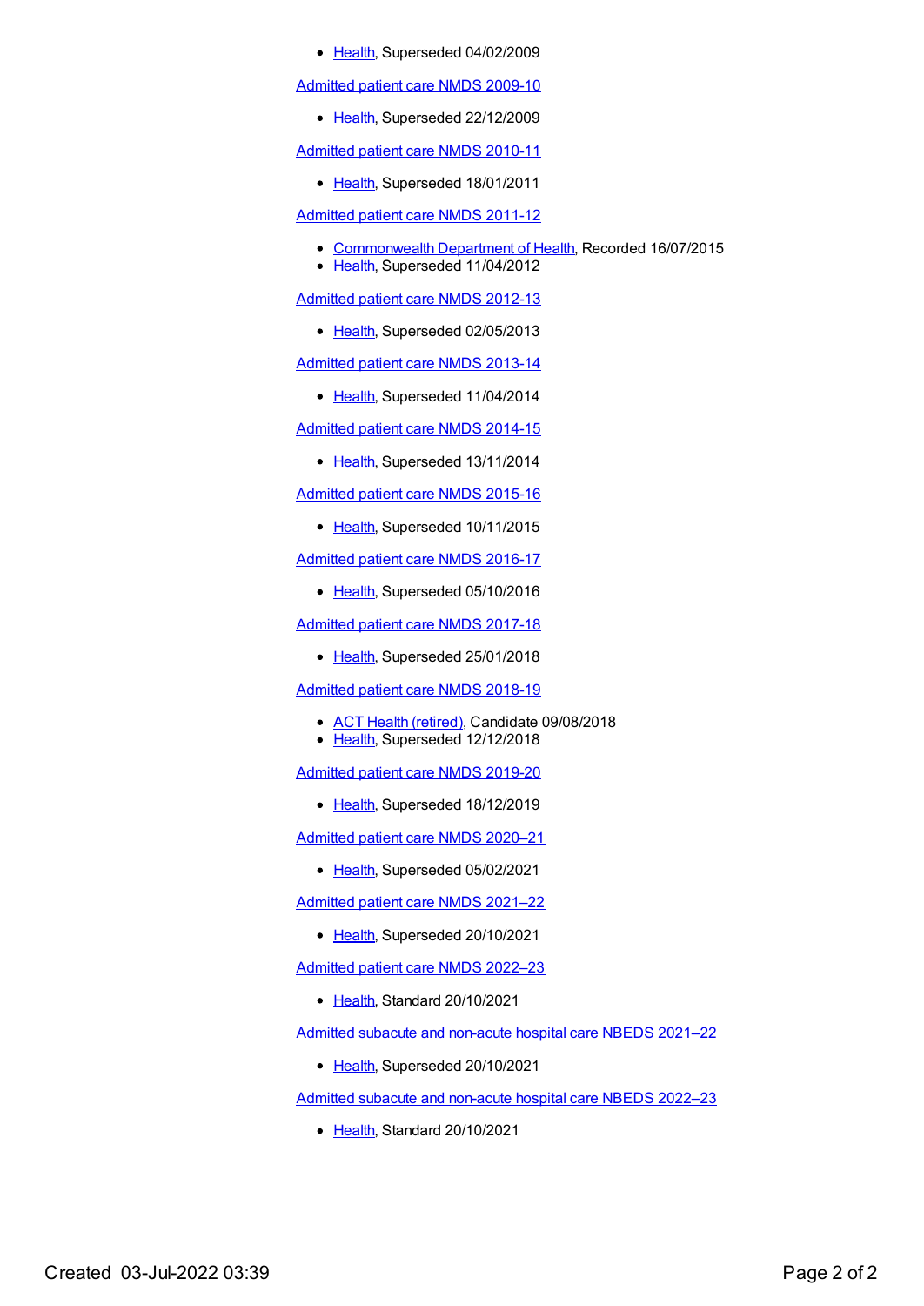- Health, Superseded 04/02/2009

Admitted patient care NMDS 2009-10

- Health, Superseded 22/12/2009

Admitted patient care NMDS 2010-11

- Health, Superseded 18/01/2011

Admitted patient care NMDS 2011-12

- Commonwealth Department of Health, Recorded 16/07/2015
- Health, Superseded 11/04/2012

Admitted patient care NMDS 2012-13

- Health, Superseded 02/05/2013

Admitted patient care NMDS 2013-14

- Health, Superseded 11/04/2014

Admitted patient care NMDS 2014-15

- Health, Superseded 13/11/2014

Admitted patient care NMDS 2015-16

- Health, Superseded 10/11/2015

Admitted patient care NMDS 2016-17

- Health, Superseded 05/10/2016

Admitted patient care NMDS 2017-18

- Health, Superseded 25/01/2018

Admitted patient care NMDS 2018-19

- ACT Health (retired), Candidate 09/08/2018
- Health, Superseded 12/12/2018

Admitted patient care NMDS 2019-20

- Health, Superseded 18/12/2019

Admitted patient care NMDS 2020–21

- Health, Superseded 05/02/2021

Admitted patient care NMDS 2021–22

- Health, Superseded 20/10/2021

Admitted patient care NMDS 2022–23

- Health, Standard 20/10/2021

Admitted subacute and non-acute hospital care NBEDS 2021–22

- Health, Superseded 20/10/2021

Admitted subacute and non-acute hospital care NBEDS 2022–23

- Health, Standard 20/10/2021